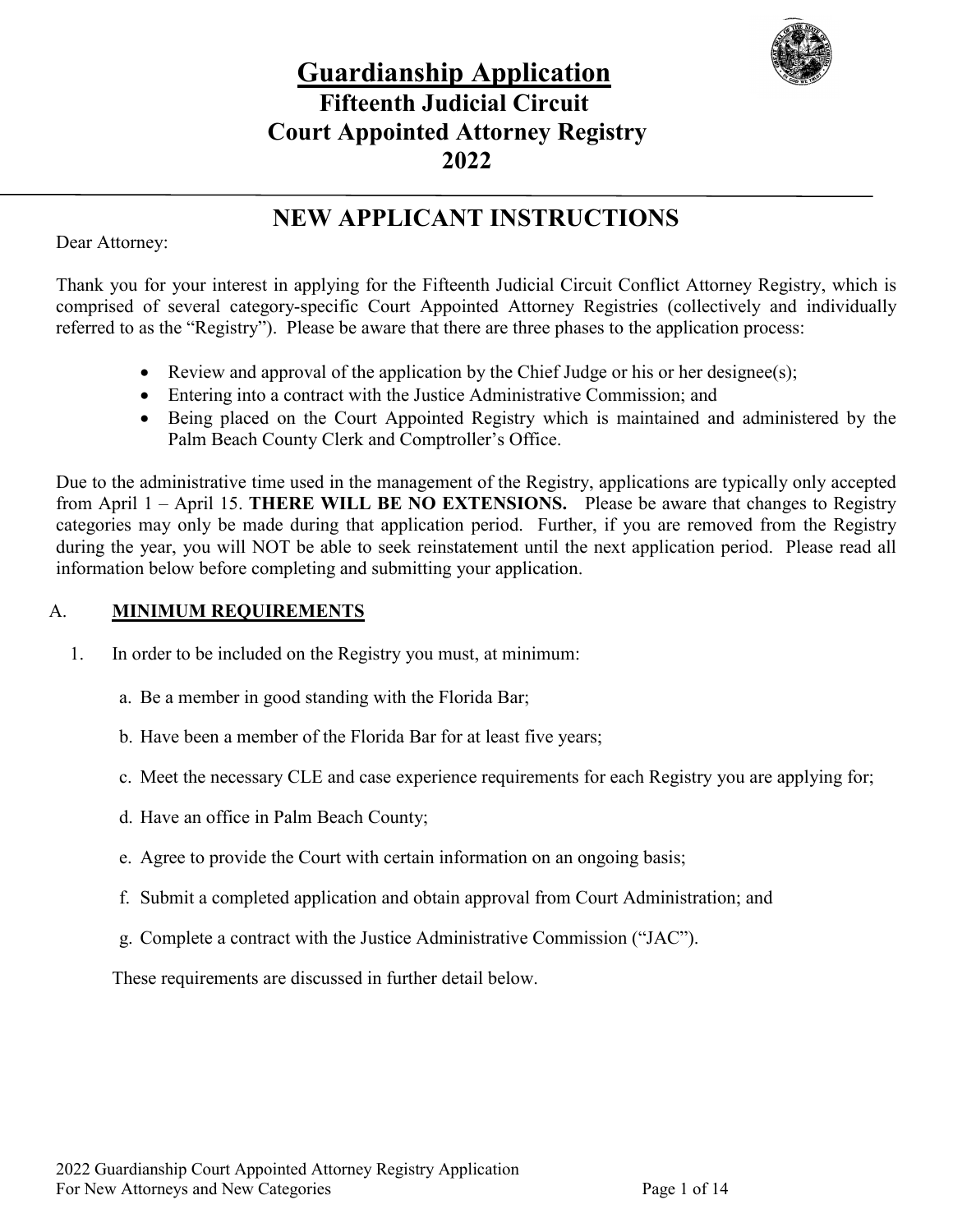# Guardianship Application

## Fifteenth Judicial Circuit
## Court Appointed Attorney Registry
## 2022

---

## NEW APPLICANT INSTRUCTIONS

Dear Attorney:

Thank you for your interest in applying for the Fifteenth Judicial Circuit Conflict Attorney Registry, which is comprised of several category-specific Court Appointed Attorney Registries (collectively and individually referred to as the "Registry"). Please be aware that there are three phases to the application process:

- Review and approval of the application by the Chief Judge or his or her designee(s);
- Entering into a contract with the Justice Administrative Commission; and
- Being placed on the Court Appointed Registry which is maintained and administered by the Palm Beach County Clerk and Comptroller's Office.

Due to the administrative time used in the management of the Registry, applications are typically only accepted from April 1 – April 15. **THERE WILL BE NO EXTENSIONS.** Please be aware that changes to Registry categories may only be made during that application period. Further, if you are removed from the Registry during the year, you will NOT be able to seek reinstatement until the next application period. Please read all information below before completing and submitting your application.

### A. <u>**MINIMUM REQUIREMENTS**</u>

1. In order to be included on the Registry you must, at minimum:

   a. Be a member in good standing with the Florida Bar;

   b. Have been a member of the Florida Bar for at least five years;

   c. Meet the necessary CLE and case experience requirements for each Registry you are applying for;

   d. Have an office in Palm Beach County;

   e. Agree to provide the Court with certain information on an ongoing basis;

   f. Submit a completed application and obtain approval from Court Administration; and

   g. Complete a contract with the Justice Administrative Commission ("JAC").

   These requirements are discussed in further detail below.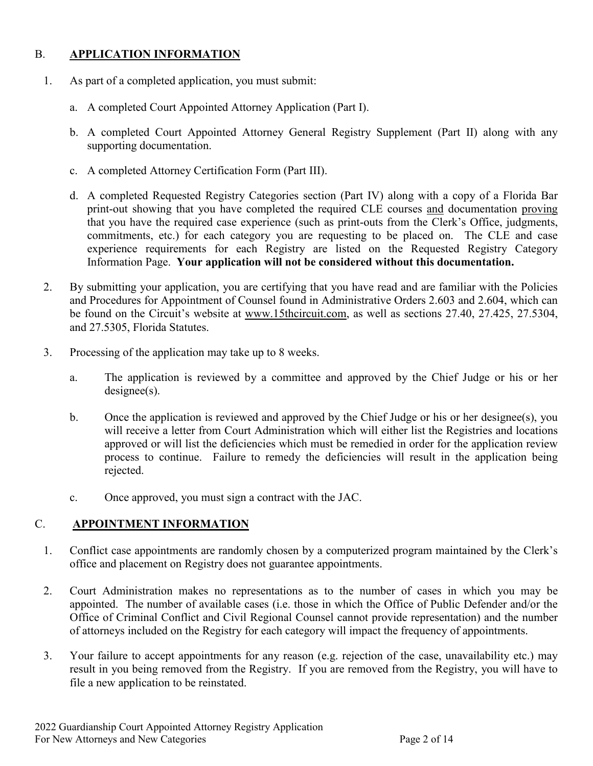## B. **APPLICATION INFORMATION**

1. As part of a completed application, you must submit:

   a. A completed Court Appointed Attorney Application (Part I).

   b. A completed Court Appointed Attorney General Registry Supplement (Part II) along with any supporting documentation.

   c. A completed Attorney Certification Form (Part III).

   d. A completed Requested Registry Categories section (Part IV) along with a copy of a Florida Bar print-out showing that you have completed the required CLE courses and documentation proving that you have the required case experience (such as print-outs from the Clerk's Office, judgments, commitments, etc.) for each category you are requesting to be placed on. The CLE and case experience requirements for each Registry are listed on the Requested Registry Category Information Page. **Your application will not be considered without this documentation.**

2. By submitting your application, you are certifying that you have read and are familiar with the Policies and Procedures for Appointment of Counsel found in Administrative Orders 2.603 and 2.604, which can be found on the Circuit's website at www.15thcircuit.com, as well as sections 27.40, 27.425, 27.5304, and 27.5305, Florida Statutes.

3. Processing of the application may take up to 8 weeks.

   a. The application is reviewed by a committee and approved by the Chief Judge or his or her designee(s).

   b. Once the application is reviewed and approved by the Chief Judge or his or her designee(s), you will receive a letter from Court Administration which will either list the Registries and locations approved or will list the deficiencies which must be remedied in order for the application review process to continue. Failure to remedy the deficiencies will result in the application being rejected.

   c. Once approved, you must sign a contract with the JAC.

## C. **APPOINTMENT INFORMATION**

1. Conflict case appointments are randomly chosen by a computerized program maintained by the Clerk's office and placement on Registry does not guarantee appointments.

2. Court Administration makes no representations as to the number of cases in which you may be appointed. The number of available cases (i.e. those in which the Office of Public Defender and/or the Office of Criminal Conflict and Civil Regional Counsel cannot provide representation) and the number of attorneys included on the Registry for each category will impact the frequency of appointments.

3. Your failure to accept appointments for any reason (e.g. rejection of the case, unavailability etc.) may result in you being removed from the Registry. If you are removed from the Registry, you will have to file a new application to be reinstated.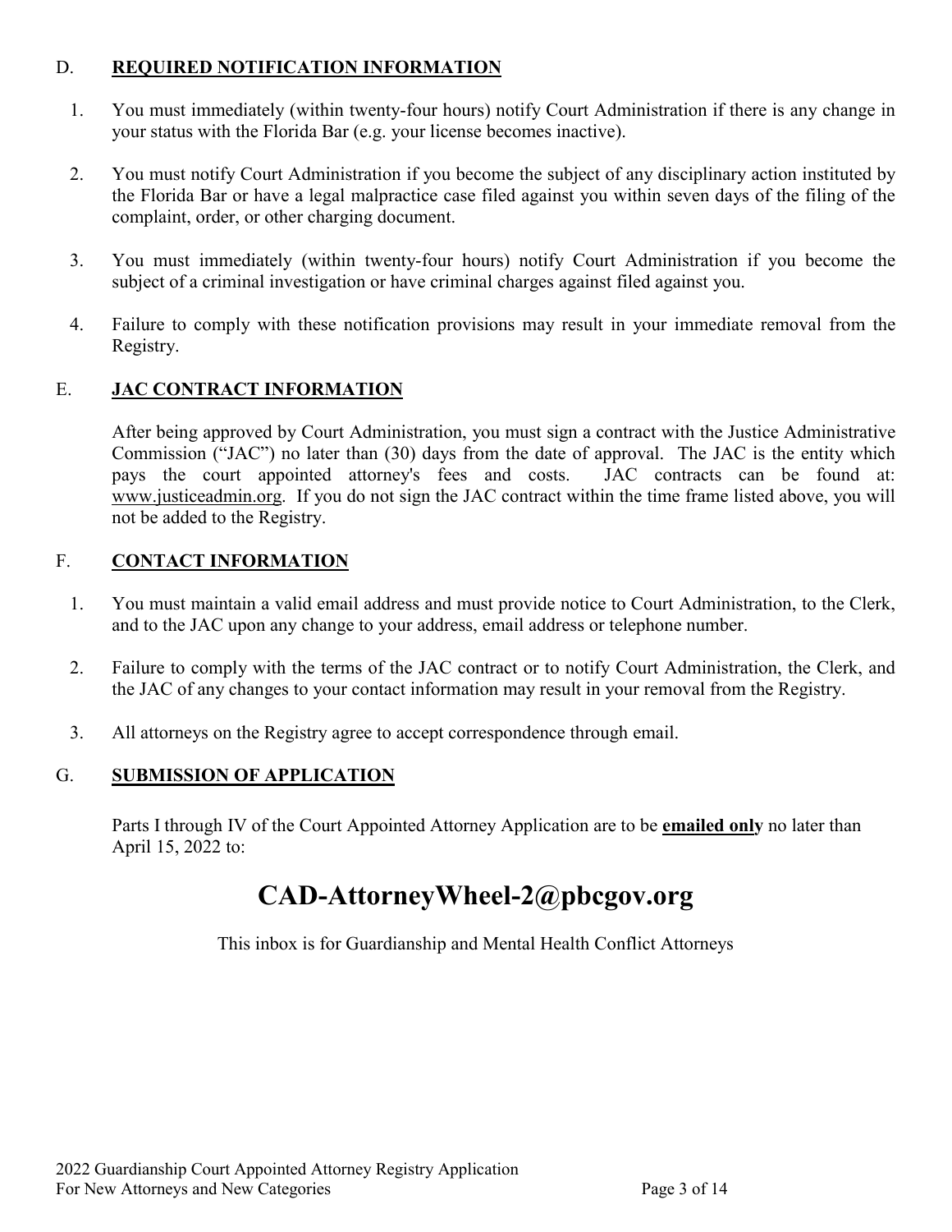## D. REQUIRED NOTIFICATION INFORMATION

1. You must immediately (within twenty-four hours) notify Court Administration if there is any change in your status with the Florida Bar (e.g. your license becomes inactive).
2. You must notify Court Administration if you become the subject of any disciplinary action instituted by the Florida Bar or have a legal malpractice case filed against you within seven days of the filing of the complaint, order, or other charging document.
3. You must immediately (within twenty-four hours) notify Court Administration if you become the subject of a criminal investigation or have criminal charges against filed against you.
4. Failure to comply with these notification provisions may result in your immediate removal from the Registry.

## E. JAC CONTRACT INFORMATION

After being approved by Court Administration, you must sign a contract with the Justice Administrative Commission ("JAC") no later than (30) days from the date of approval. The JAC is the entity which pays the court appointed attorney's fees and costs. JAC contracts can be found at: www.justiceadmin.org. If you do not sign the JAC contract within the time frame listed above, you will not be added to the Registry.

## F. CONTACT INFORMATION

1. You must maintain a valid email address and must provide notice to Court Administration, to the Clerk, and to the JAC upon any change to your address, email address or telephone number.
2. Failure to comply with the terms of the JAC contract or to notify Court Administration, the Clerk, and the JAC of any changes to your contact information may result in your removal from the Registry.
3. All attorneys on the Registry agree to accept correspondence through email.

## G. SUBMISSION OF APPLICATION

Parts I through IV of the Court Appointed Attorney Application are to be **emailed only** no later than April 15, 2022 to:

# CAD-AttorneyWheel-2@pbcgov.org

This inbox is for Guardianship and Mental Health Conflict Attorneys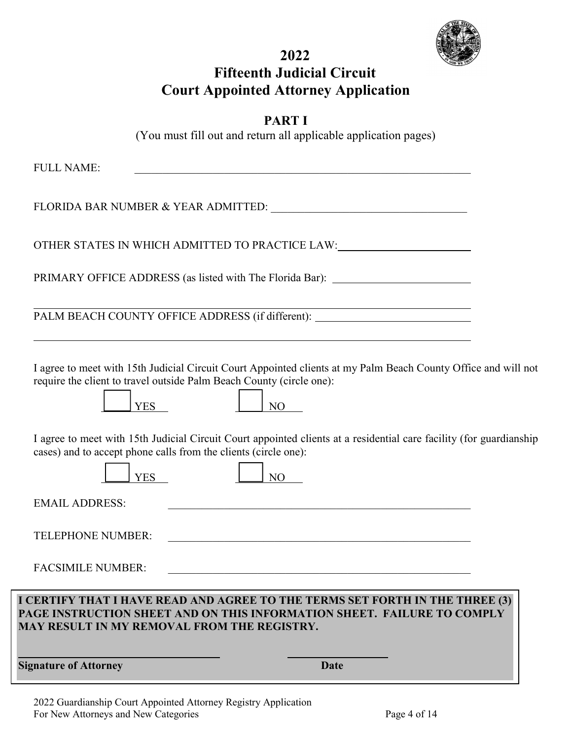# 2022
# Fifteenth Judicial Circuit
# Court Appointed Attorney Application

## PART I

(You must fill out and return all applicable application pages)

FULL NAME: ______________________________________________________________

FLORIDA BAR NUMBER & YEAR ADMITTED: ____________________________________

OTHER STATES IN WHICH ADMITTED TO PRACTICE LAW: ________________________

PRIMARY OFFICE ADDRESS (as listed with The Florida Bar): ________________________

______________________________________________________________________

PALM BEACH COUNTY OFFICE ADDRESS (if different): ___________________________

______________________________________________________________________

I agree to meet with 15th Judicial Circuit Court Appointed clients at my Palm Beach County Office and will not require the client to travel outside Palm Beach County (circle one):

☐ YES ☐ NO

I agree to meet with 15th Judicial Circuit Court appointed clients at a residential care facility (for guardianship cases) and to accept phone calls from the clients (circle one):

☐ YES ☐ NO

EMAIL ADDRESS: ________________________________________________________

TELEPHONE NUMBER: ____________________________________________________

FACSIMILE NUMBER: _____________________________________________________

**I CERTIFY THAT I HAVE READ AND AGREE TO THE TERMS SET FORTH IN THE THREE (3) PAGE INSTRUCTION SHEET AND ON THIS INFORMATION SHEET. FAILURE TO COMPLY MAY RESULT IN MY REMOVAL FROM THE REGISTRY.**

________________________________ ____________________

**Signature of Attorney** **Date**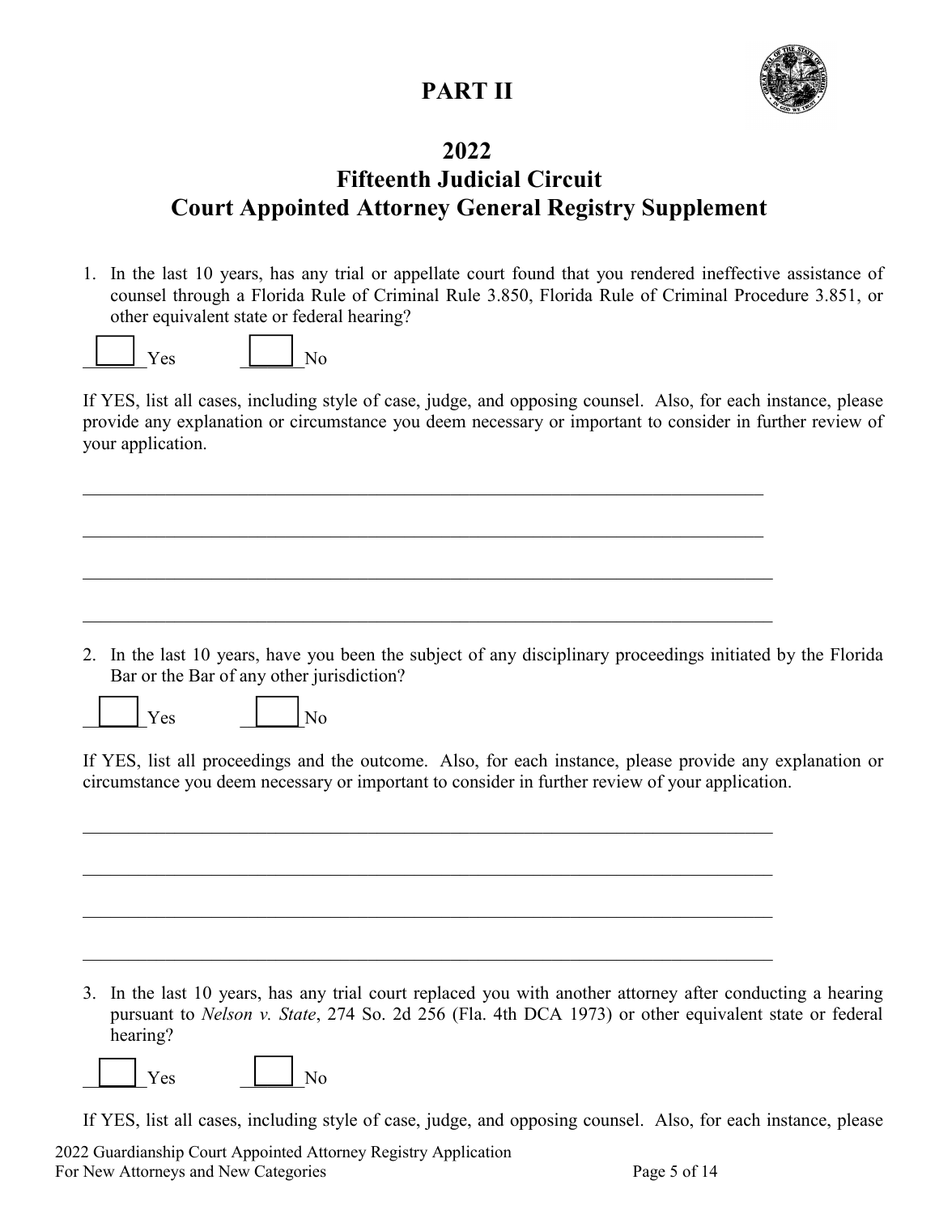# PART II

## 2022
## Fifteenth Judicial Circuit
## Court Appointed Attorney General Registry Supplement

1. In the last 10 years, has any trial or appellate court found that you rendered ineffective assistance of counsel through a Florida Rule of Criminal Rule 3.850, Florida Rule of Criminal Procedure 3.851, or other equivalent state or federal hearing?

☐ Yes ☐ No

If YES, list all cases, including style of case, judge, and opposing counsel. Also, for each instance, please provide any explanation or circumstance you deem necessary or important to consider in further review of your application.

\_\_\_\_\_\_\_\_\_\_\_\_\_\_\_\_\_\_\_\_\_\_\_\_\_\_\_\_\_\_\_\_\_\_\_\_\_\_\_\_\_\_\_\_\_\_\_\_\_\_\_\_\_\_\_\_\_\_\_\_\_\_\_\_\_\_\_\_\_\_\_\_

\_\_\_\_\_\_\_\_\_\_\_\_\_\_\_\_\_\_\_\_\_\_\_\_\_\_\_\_\_\_\_\_\_\_\_\_\_\_\_\_\_\_\_\_\_\_\_\_\_\_\_\_\_\_\_\_\_\_\_\_\_\_\_\_\_\_\_\_\_\_\_\_

\_\_\_\_\_\_\_\_\_\_\_\_\_\_\_\_\_\_\_\_\_\_\_\_\_\_\_\_\_\_\_\_\_\_\_\_\_\_\_\_\_\_\_\_\_\_\_\_\_\_\_\_\_\_\_\_\_\_\_\_\_\_\_\_\_\_\_\_\_\_\_\_

\_\_\_\_\_\_\_\_\_\_\_\_\_\_\_\_\_\_\_\_\_\_\_\_\_\_\_\_\_\_\_\_\_\_\_\_\_\_\_\_\_\_\_\_\_\_\_\_\_\_\_\_\_\_\_\_\_\_\_\_\_\_\_\_\_\_\_\_\_\_\_\_

2. In the last 10 years, have you been the subject of any disciplinary proceedings initiated by the Florida Bar or the Bar of any other jurisdiction?

☐ Yes ☐ No

If YES, list all proceedings and the outcome. Also, for each instance, please provide any explanation or circumstance you deem necessary or important to consider in further review of your application.

\_\_\_\_\_\_\_\_\_\_\_\_\_\_\_\_\_\_\_\_\_\_\_\_\_\_\_\_\_\_\_\_\_\_\_\_\_\_\_\_\_\_\_\_\_\_\_\_\_\_\_\_\_\_\_\_\_\_\_\_\_\_\_\_\_\_\_\_\_\_\_\_

\_\_\_\_\_\_\_\_\_\_\_\_\_\_\_\_\_\_\_\_\_\_\_\_\_\_\_\_\_\_\_\_\_\_\_\_\_\_\_\_\_\_\_\_\_\_\_\_\_\_\_\_\_\_\_\_\_\_\_\_\_\_\_\_\_\_\_\_\_\_\_\_

\_\_\_\_\_\_\_\_\_\_\_\_\_\_\_\_\_\_\_\_\_\_\_\_\_\_\_\_\_\_\_\_\_\_\_\_\_\_\_\_\_\_\_\_\_\_\_\_\_\_\_\_\_\_\_\_\_\_\_\_\_\_\_\_\_\_\_\_\_\_\_\_

\_\_\_\_\_\_\_\_\_\_\_\_\_\_\_\_\_\_\_\_\_\_\_\_\_\_\_\_\_\_\_\_\_\_\_\_\_\_\_\_\_\_\_\_\_\_\_\_\_\_\_\_\_\_\_\_\_\_\_\_\_\_\_\_\_\_\_\_\_\_\_\_

3. In the last 10 years, has any trial court replaced you with another attorney after conducting a hearing pursuant to *Nelson v. State*, 274 So. 2d 256 (Fla. 4th DCA 1973) or other equivalent state or federal hearing?

☐ Yes ☐ No

If YES, list all cases, including style of case, judge, and opposing counsel. Also, for each instance, please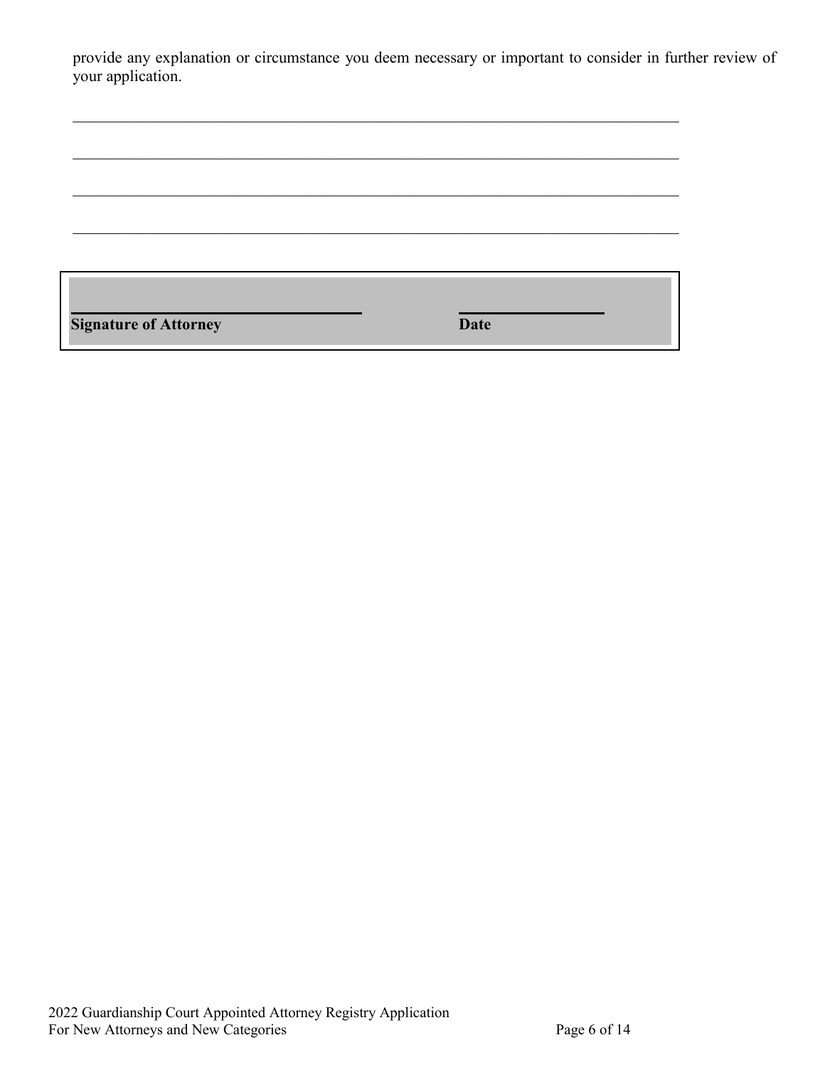provide any explanation or circumstance you deem necessary or important to consider in further review of your application.

\_\_\_\_\_\_\_\_\_\_\_\_\_\_\_\_\_\_\_\_\_\_\_\_\_\_\_\_\_\_\_\_\_\_\_\_\_\_\_\_\_\_\_\_\_\_\_\_\_\_\_\_\_\_\_\_\_\_\_\_\_\_\_\_\_\_\_\_\_\_\_\_\_\_

\_\_\_\_\_\_\_\_\_\_\_\_\_\_\_\_\_\_\_\_\_\_\_\_\_\_\_\_\_\_\_\_\_\_\_\_\_\_\_\_\_\_\_\_\_\_\_\_\_\_\_\_\_\_\_\_\_\_\_\_\_\_\_\_\_\_\_\_\_\_\_\_\_\_

\_\_\_\_\_\_\_\_\_\_\_\_\_\_\_\_\_\_\_\_\_\_\_\_\_\_\_\_\_\_\_\_\_\_\_\_\_\_\_\_\_\_\_\_\_\_\_\_\_\_\_\_\_\_\_\_\_\_\_\_\_\_\_\_\_\_\_\_\_\_\_\_\_\_

\_\_\_\_\_\_\_\_\_\_\_\_\_\_\_\_\_\_\_\_\_\_\_\_\_\_\_\_\_\_\_\_\_\_\_\_\_\_\_\_\_\_\_\_\_\_\_\_\_\_\_\_\_\_\_\_\_\_\_\_\_\_\_\_\_\_\_\_\_\_\_\_\_\_

| \_\_\_\_\_\_\_\_\_\_\_\_\_\_\_\_\_\_\_\_\_\_\_\_\_\_\_\_\_\_\_\_ | \_\_\_\_\_\_\_\_\_\_\_\_\_\_\_\_ |
|---|---|
| **Signature of Attorney** | **Date** |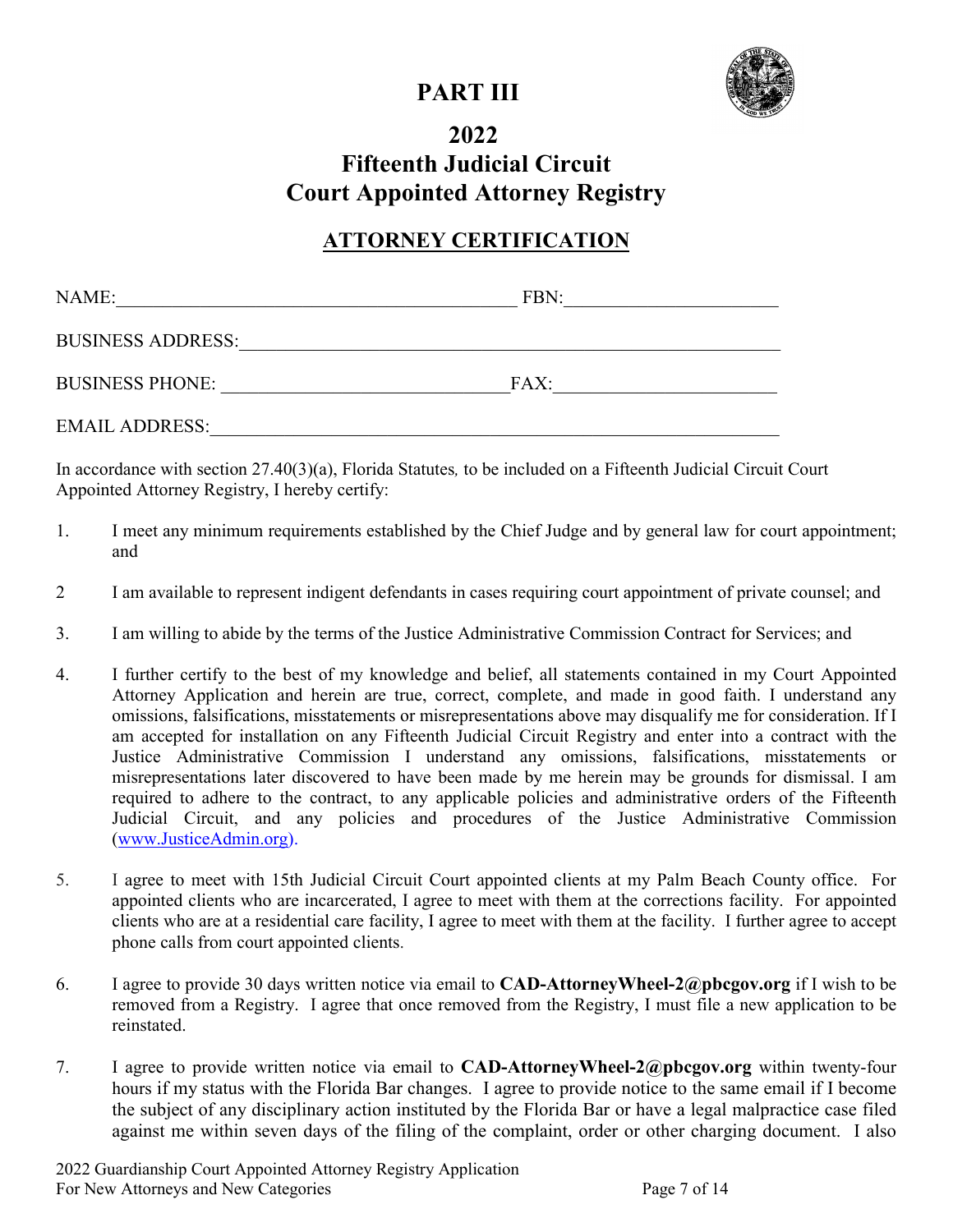# PART III

## 2022
## Fifteenth Judicial Circuit
## Court Appointed Attorney Registry

### <u>ATTORNEY CERTIFICATION</u>

NAME:____________________________________________ FBN:_______________________

BUSINESS ADDRESS:_____________________________________________________________

BUSINESS PHONE: ______________________________FAX:________________________

EMAIL ADDRESS:________________________________________________________________

In accordance with section 27.40(3)(a), Florida Statutes, to be included on a Fifteenth Judicial Circuit Court Appointed Attorney Registry, I hereby certify:

1. I meet any minimum requirements established by the Chief Judge and by general law for court appointment; and

2 I am available to represent indigent defendants in cases requiring court appointment of private counsel; and

3. I am willing to abide by the terms of the Justice Administrative Commission Contract for Services; and

4. I further certify to the best of my knowledge and belief, all statements contained in my Court Appointed Attorney Application and herein are true, correct, complete, and made in good faith. I understand any omissions, falsifications, misstatements or misrepresentations above may disqualify me for consideration. If I am accepted for installation on any Fifteenth Judicial Circuit Registry and enter into a contract with the Justice Administrative Commission I understand any omissions, falsifications, misstatements or misrepresentations later discovered to have been made by me herein may be grounds for dismissal. I am required to adhere to the contract, to any applicable policies and administrative orders of the Fifteenth Judicial Circuit, and any policies and procedures of the Justice Administrative Commission (www.JusticeAdmin.org).

5. I agree to meet with 15th Judicial Circuit Court appointed clients at my Palm Beach County office. For appointed clients who are incarcerated, I agree to meet with them at the corrections facility. For appointed clients who are at a residential care facility, I agree to meet with them at the facility. I further agree to accept phone calls from court appointed clients.

6. I agree to provide 30 days written notice via email to **CAD-AttorneyWheel-2@pbcgov.org** if I wish to be removed from a Registry. I agree that once removed from the Registry, I must file a new application to be reinstated.

7. I agree to provide written notice via email to **CAD-AttorneyWheel-2@pbcgov.org** within twenty-four hours if my status with the Florida Bar changes. I agree to provide notice to the same email if I become the subject of any disciplinary action instituted by the Florida Bar or have a legal malpractice case filed against me within seven days of the filing of the complaint, order or other charging document. I also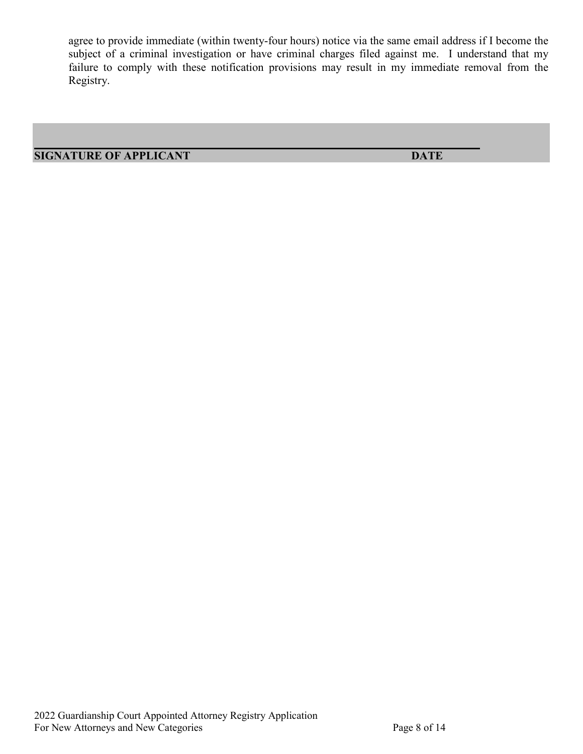agree to provide immediate (within twenty-four hours) notice via the same email address if I become the subject of a criminal investigation or have criminal charges filed against me. I understand that my failure to comply with these notification provisions may result in my immediate removal from the Registry.

_______________________________________________________________

**SIGNATURE OF APPLICANT** **DATE**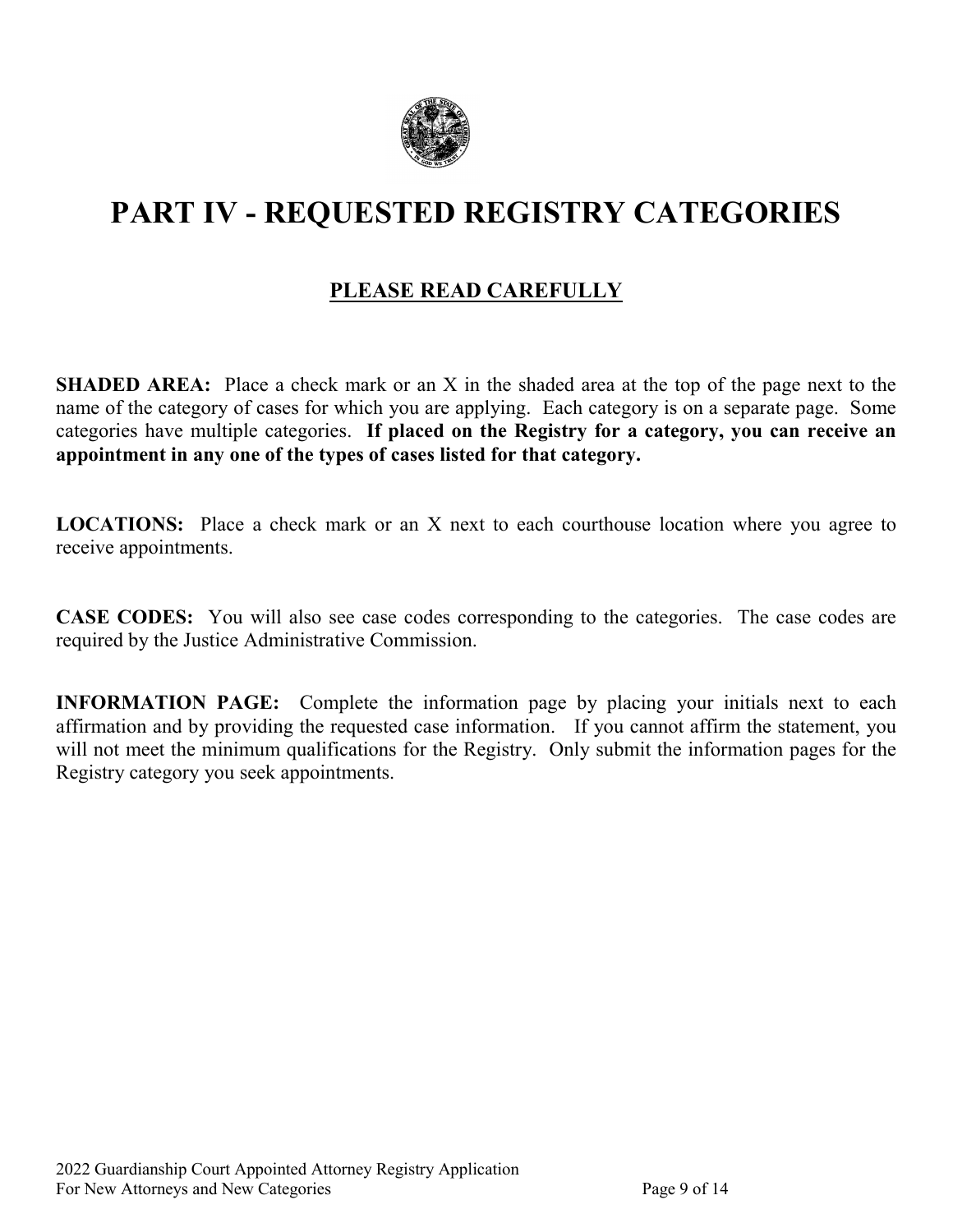# PART IV - REQUESTED REGISTRY CATEGORIES

## PLEASE READ CAREFULLY

**SHADED AREA:** Place a check mark or an X in the shaded area at the top of the page next to the name of the category of cases for which you are applying. Each category is on a separate page. Some categories have multiple categories. **If placed on the Registry for a category, you can receive an appointment in any one of the types of cases listed for that category.**

**LOCATIONS:** Place a check mark or an X next to each courthouse location where you agree to receive appointments.

**CASE CODES:** You will also see case codes corresponding to the categories. The case codes are required by the Justice Administrative Commission.

**INFORMATION PAGE:** Complete the information page by placing your initials next to each affirmation and by providing the requested case information. If you cannot affirm the statement, you will not meet the minimum qualifications for the Registry. Only submit the information pages for the Registry category you seek appointments.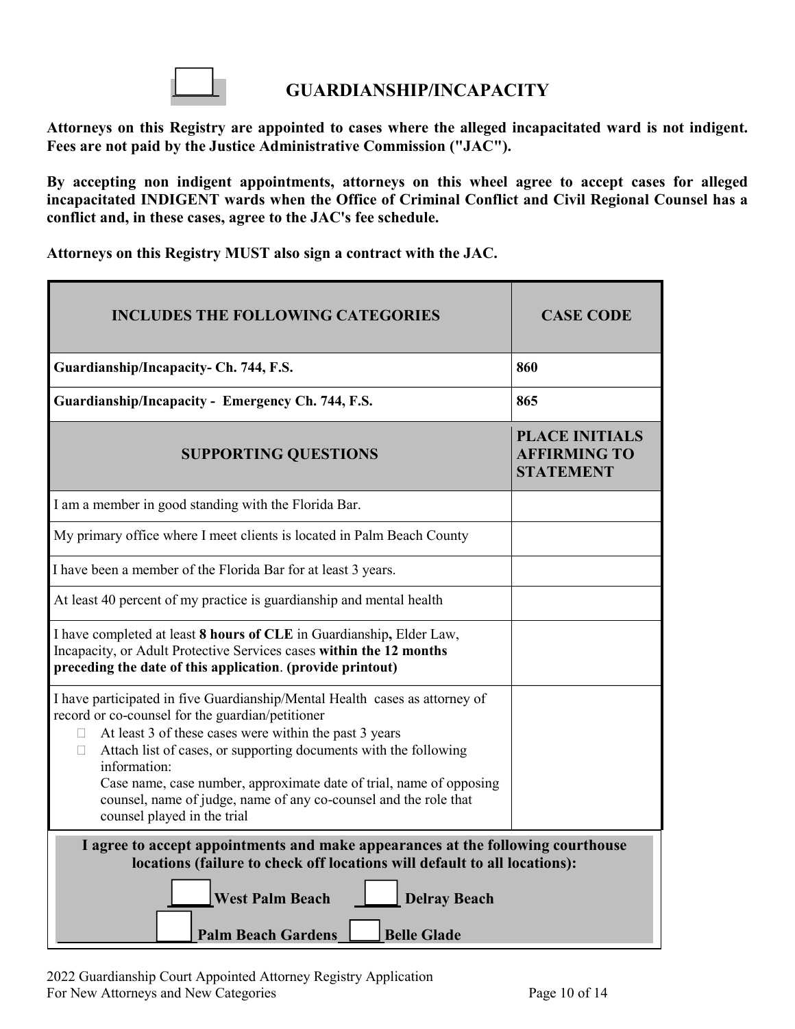## ☐ GUARDIANSHIP/INCAPACITY

**Attorneys on this Registry are appointed to cases where the alleged incapacitated ward is not indigent. Fees are not paid by the Justice Administrative Commission ("JAC").**

**By accepting non indigent appointments, attorneys on this wheel agree to accept cases for alleged incapacitated INDIGENT wards when the Office of Criminal Conflict and Civil Regional Counsel has a conflict and, in these cases, agree to the JAC's fee schedule.**

**Attorneys on this Registry MUST also sign a contract with the JAC.**

| INCLUDES THE FOLLOWING CATEGORIES | CASE CODE |
|---|---|
| **Guardianship/Incapacity- Ch. 744, F.S.** | **860** |
| **Guardianship/Incapacity - Emergency Ch. 744, F.S.** | **865** |
| **SUPPORTING QUESTIONS** | **PLACE INITIALS AFFIRMING TO STATEMENT** |
| I am a member in good standing with the Florida Bar. | |
| My primary office where I meet clients is located in Palm Beach County | |
| I have been a member of the Florida Bar for at least 3 years. | |
| At least 40 percent of my practice is guardianship and mental health | |
| I have completed at least **8 hours of CLE** in Guardianship**,** Elder Law, Incapacity, or Adult Protective Services cases **within the 12 months preceding the date of this application**. **(provide printout)** | |
| I have participated in five Guardianship/Mental Health cases as attorney of record or co-counsel for the guardian/petitioner<br>☐ At least 3 of these cases were within the past 3 years<br>☐ Attach list of cases, or supporting documents with the following information:<br>Case name, case number, approximate date of trial, name of opposing counsel, name of judge, name of any co-counsel and the role that counsel played in the trial | |

**I agree to accept appointments and make appearances at the following courthouse locations (failure to check off locations will default to all locations):**

☐ **West Palm Beach** ☐ **Delray Beach**

☐ **Palm Beach Gardens** ☐ **Belle Glade**

2022 Guardianship Court Appointed Attorney Registry Application
For New Attorneys and New Categories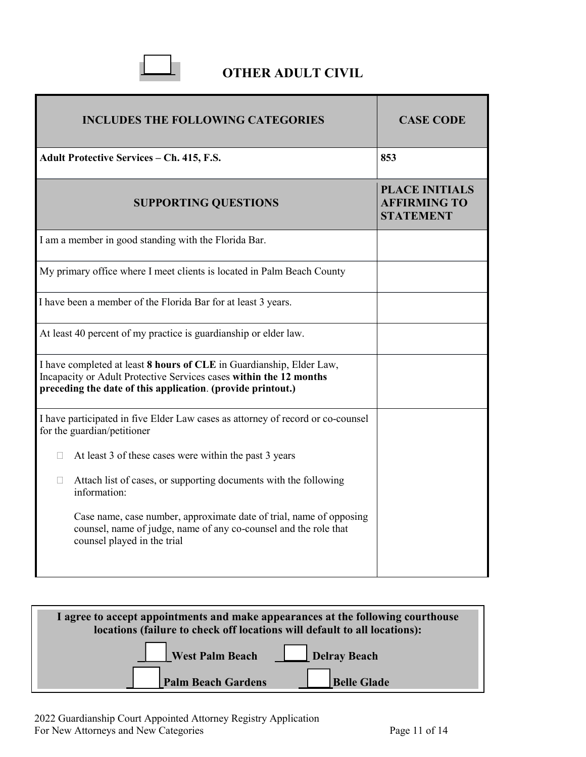☐ **OTHER ADULT CIVIL**

| INCLUDES THE FOLLOWING CATEGORIES | CASE CODE |
|---|---|
| **Adult Protective Services – Ch. 415, F.S.** | **853** |
| **SUPPORTING QUESTIONS** | **PLACE INITIALS AFFIRMING TO STATEMENT** |
| I am a member in good standing with the Florida Bar. | |
| My primary office where I meet clients is located in Palm Beach County | |
| I have been a member of the Florida Bar for at least 3 years. | |
| At least 40 percent of my practice is guardianship or elder law. | |
| I have completed at least **8 hours of CLE** in Guardianship, Elder Law, Incapacity or Adult Protective Services cases **within the 12 months preceding the date of this application**. **(provide printout.)** | |
| I have participated in five Elder Law cases as attorney of record or co-counsel for the guardian/petitioner<br>☐ At least 3 of these cases were within the past 3 years<br>☐ Attach list of cases, or supporting documents with the following information:<br>Case name, case number, approximate date of trial, name of opposing counsel, name of judge, name of any co-counsel and the role that counsel played in the trial | |

**I agree to accept appointments and make appearances at the following courthouse locations (failure to check off locations will default to all locations):**

☐ **West Palm Beach** ☐ **Delray Beach**

☐ **Palm Beach Gardens** ☐ **Belle Glade**

2022 Guardianship Court Appointed Attorney Registry Application
For New Attorneys and New Categories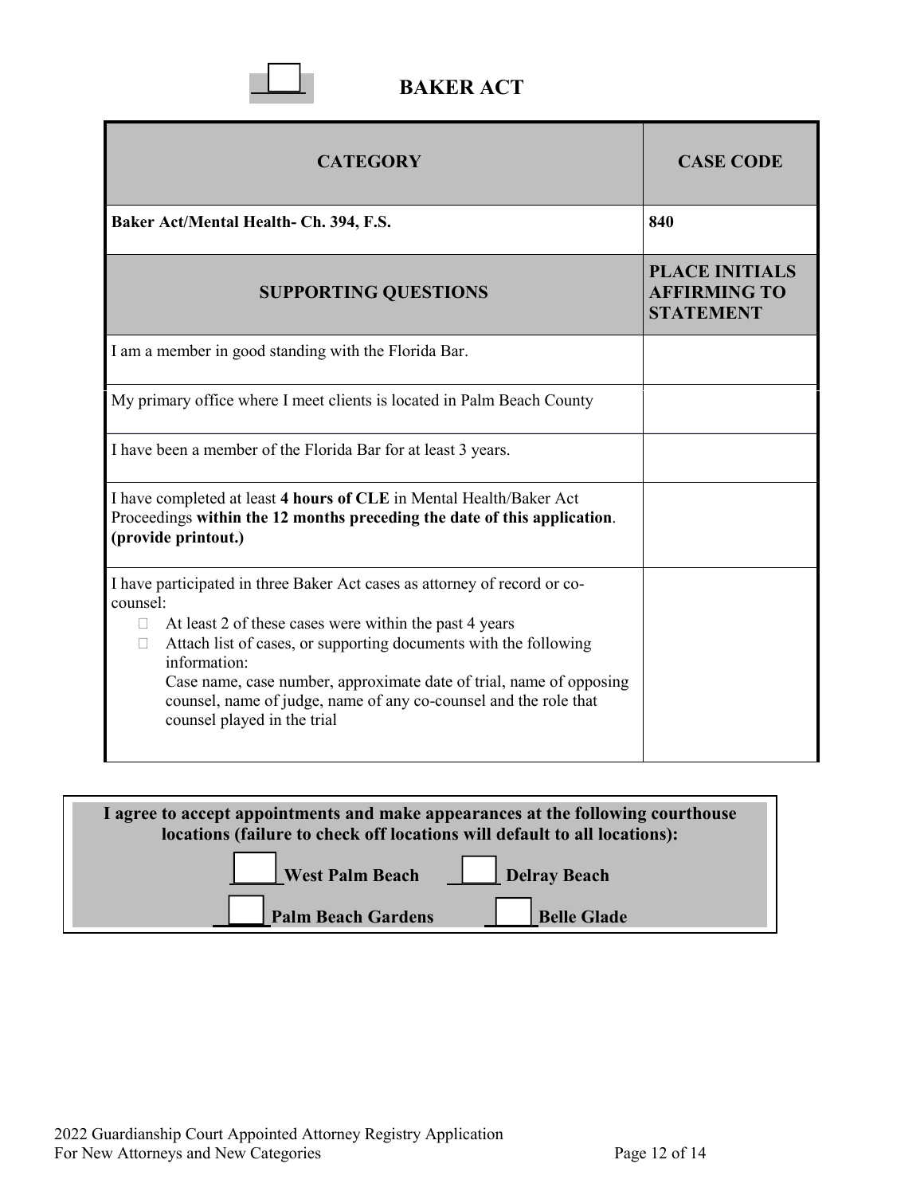## ☐ BAKER ACT

| CATEGORY | CASE CODE |
|---|---|
| **Baker Act/Mental Health- Ch. 394, F.S.** | **840** |
| **SUPPORTING QUESTIONS** | **PLACE INITIALS AFFIRMING TO STATEMENT** |
| I am a member in good standing with the Florida Bar. | |
| My primary office where I meet clients is located in Palm Beach County | |
| I have been a member of the Florida Bar for at least 3 years. | |
| I have completed at least **4 hours of CLE** in Mental Health/Baker Act Proceedings **within the 12 months preceding the date of this application**. **(provide printout.)** | |
| I have participated in three Baker Act cases as attorney of record or co-counsel:<br>☐ At least 2 of these cases were within the past 4 years<br>☐ Attach list of cases, or supporting documents with the following information:<br>Case name, case number, approximate date of trial, name of opposing counsel, name of judge, name of any co-counsel and the role that counsel played in the trial | |

**I agree to accept appointments and make appearances at the following courthouse locations (failure to check off locations will default to all locations):**

☐ **West Palm Beach** ☐ **Delray Beach**

☐ **Palm Beach Gardens** ☐ **Belle Glade**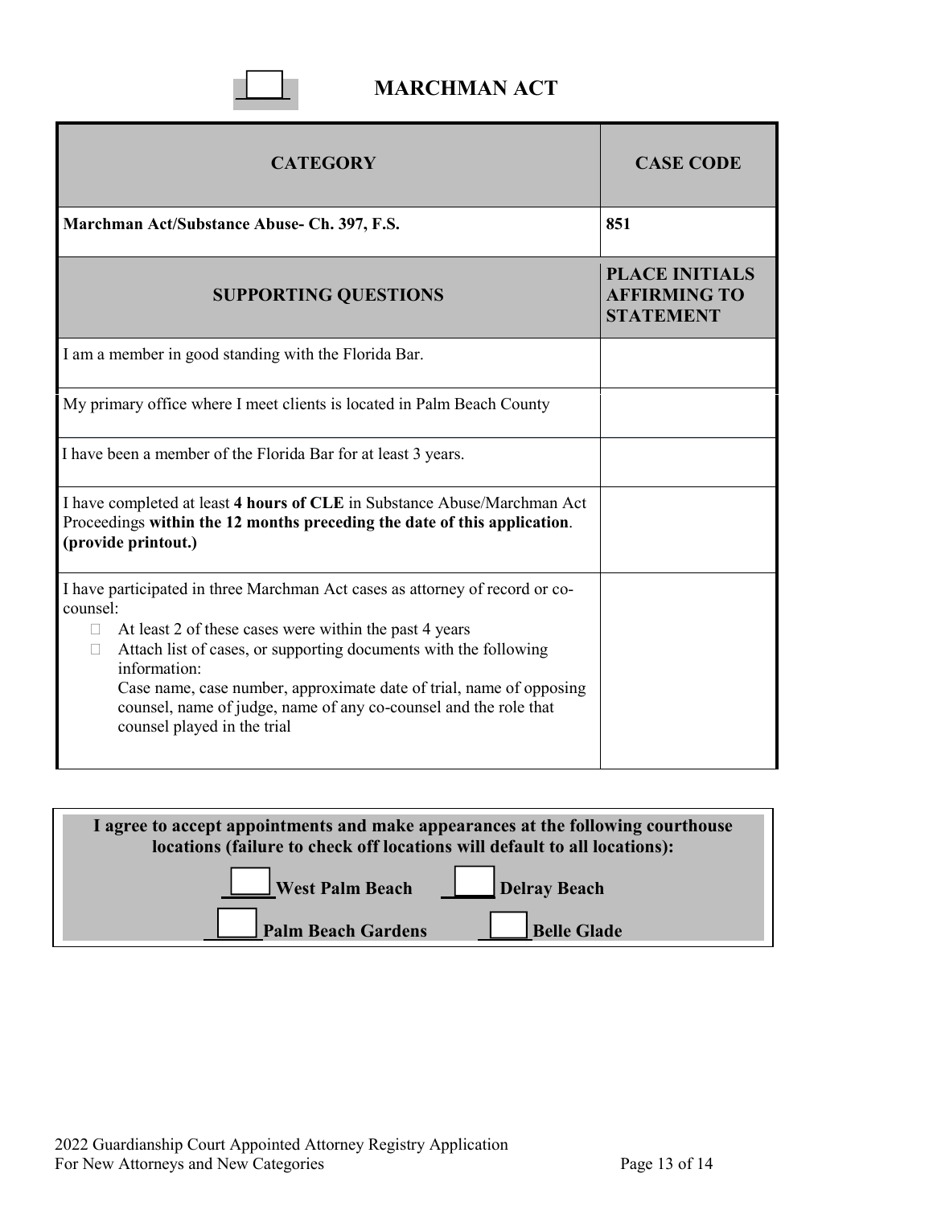# ☐ MARCHMAN ACT

| CATEGORY | CASE CODE |
|---|---|
| **Marchman Act/Substance Abuse- Ch. 397, F.S.** | **851** |
| **SUPPORTING QUESTIONS** | **PLACE INITIALS AFFIRMING TO STATEMENT** |
| I am a member in good standing with the Florida Bar. | |
| My primary office where I meet clients is located in Palm Beach County | |
| I have been a member of the Florida Bar for at least 3 years. | |
| I have completed at least **4 hours of CLE** in Substance Abuse/Marchman Act Proceedings **within the 12 months preceding the date of this application**. **(provide printout.)** | |
| I have participated in three Marchman Act cases as attorney of record or co-counsel:<br>☐ At least 2 of these cases were within the past 4 years<br>☐ Attach list of cases, or supporting documents with the following information:<br>Case name, case number, approximate date of trial, name of opposing counsel, name of judge, name of any co-counsel and the role that counsel played in the trial | |

**I agree to accept appointments and make appearances at the following courthouse locations (failure to check off locations will default to all locations):**

☐ **West Palm Beach** ☐ **Delray Beach**

☐ **Palm Beach Gardens** ☐ **Belle Glade**

2022 Guardianship Court Appointed Attorney Registry Application
For New Attorneys and New Categories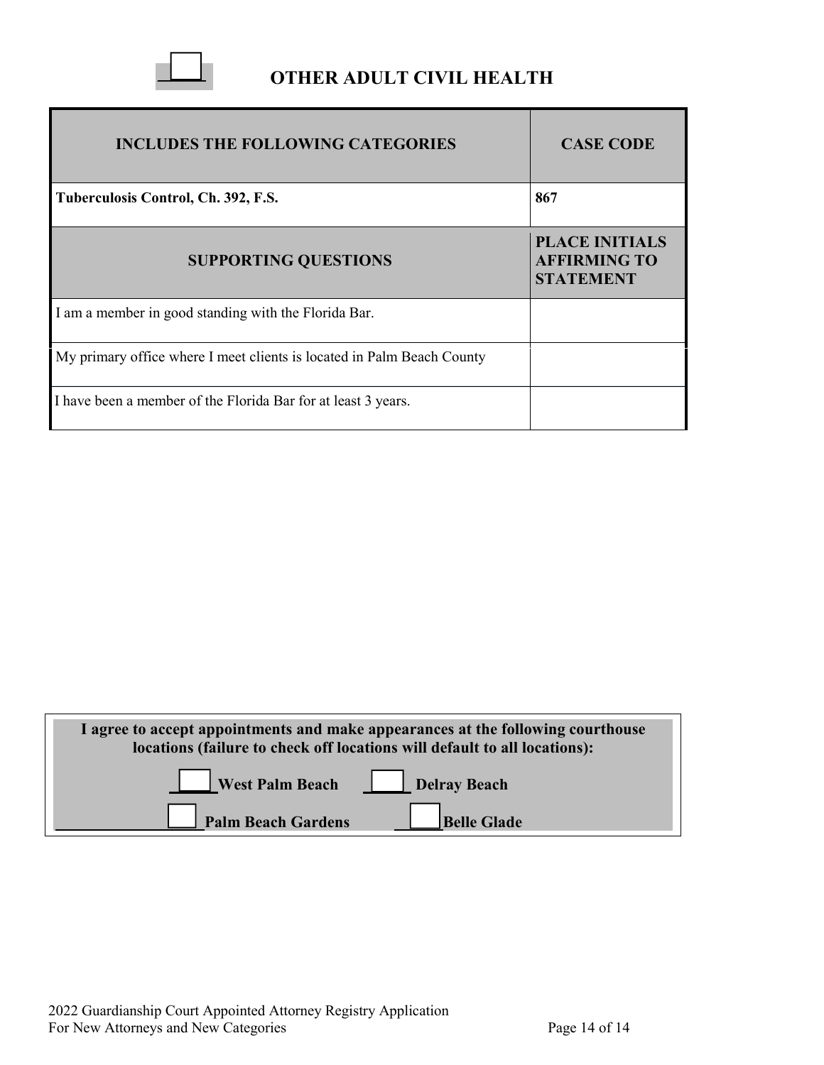## ☐ OTHER ADULT CIVIL HEALTH

| INCLUDES THE FOLLOWING CATEGORIES | CASE CODE |
|---|---|
| **Tuberculosis Control, Ch. 392, F.S.** | **867** |
| **SUPPORTING QUESTIONS** | **PLACE INITIALS AFFIRMING TO STATEMENT** |
| I am a member in good standing with the Florida Bar. | |
| My primary office where I meet clients is located in Palm Beach County | |
| I have been a member of the Florida Bar for at least 3 years. | |

**I agree to accept appointments and make appearances at the following courthouse locations (failure to check off locations will default to all locations):**

☐ **West Palm Beach** ☐ **Delray Beach**

☐ **Palm Beach Gardens** ☐ **Belle Glade**

2022 Guardianship Court Appointed Attorney Registry Application
For New Attorneys and New Categories